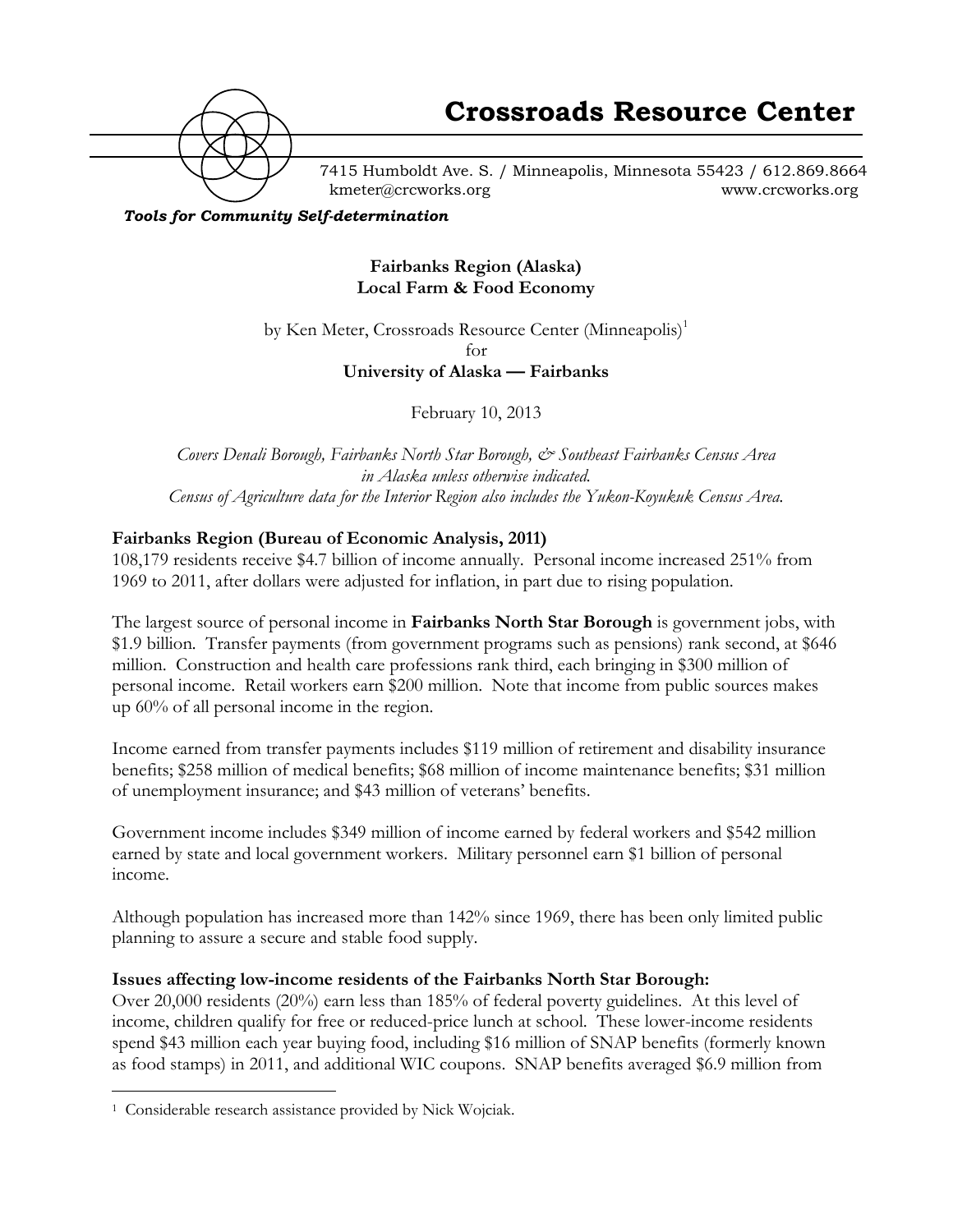**Crossroads Resource Center**

7415 Humboldt Ave. S. / Minneapolis, Minnesota 55423 / 612.869.8664
kmeter@crcworks.org www.crcworks.org

***Tools for Community Self-determination***

**Fairbanks Region (Alaska)**
**Local Farm & Food Economy**

by Ken Meter, Crossroads Resource Center (Minneapolis)[1]
for
**University of Alaska — Fairbanks**

February 10, 2013

*Covers Denali Borough, Fairbanks North Star Borough, & Southeast Fairbanks Census Area in Alaska unless otherwise indicated.*
*Census of Agriculture data for the Interior Region also includes the Yukon-Koyukuk Census Area.*

## Fairbanks Region (Bureau of Economic Analysis, 2011)

108,179 residents receive $4.7 billion of income annually. Personal income increased 251% from 1969 to 2011, after dollars were adjusted for inflation, in part due to rising population.

The largest source of personal income in **Fairbanks North Star Borough** is government jobs, with $1.9 billion. Transfer payments (from government programs such as pensions) rank second, at $646 million. Construction and health care professions rank third, each bringing in $300 million of personal income. Retail workers earn $200 million. Note that income from public sources makes up 60% of all personal income in the region.

Income earned from transfer payments includes $119 million of retirement and disability insurance benefits; $258 million of medical benefits; $68 million of income maintenance benefits; $31 million of unemployment insurance; and $43 million of veterans' benefits.

Government income includes $349 million of income earned by federal workers and $542 million earned by state and local government workers. Military personnel earn $1 billion of personal income.

Although population has increased more than 142% since 1969, there has been only limited public planning to assure a secure and stable food supply.

## Issues affecting low-income residents of the Fairbanks North Star Borough:

Over 20,000 residents (20%) earn less than 185% of federal poverty guidelines. At this level of income, children qualify for free or reduced-price lunch at school. These lower-income residents spend $43 million each year buying food, including $16 million of SNAP benefits (formerly known as food stamps) in 2011, and additional WIC coupons. SNAP benefits averaged $6.9 million from

[1] Considerable research assistance provided by Nick Wojciak.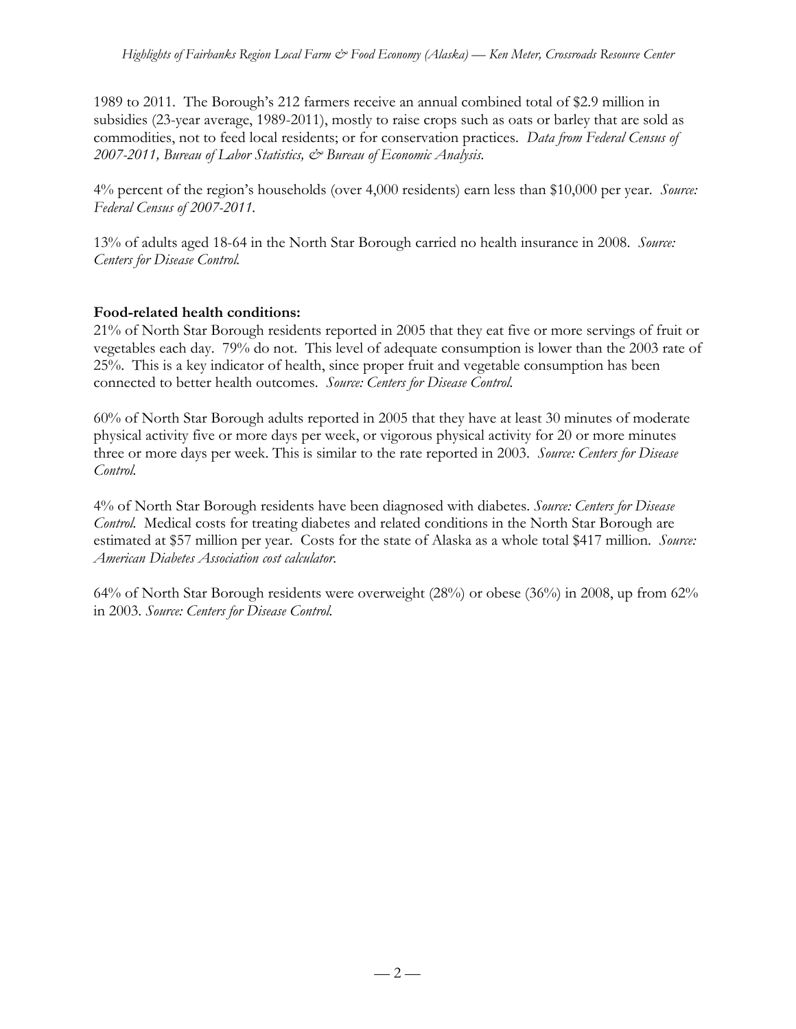1989 to 2011. The Borough's 212 farmers receive an annual combined total of $2.9 million in subsidies (23-year average, 1989-2011), mostly to raise crops such as oats or barley that are sold as commodities, not to feed local residents; or for conservation practices. *Data from Federal Census of 2007-2011, Bureau of Labor Statistics, & Bureau of Economic Analysis.*

4% percent of the region's households (over 4,000 residents) earn less than $10,000 per year. *Source: Federal Census of 2007-2011.*

13% of adults aged 18-64 in the North Star Borough carried no health insurance in 2008. *Source: Centers for Disease Control.*

**Food-related health conditions:**

21% of North Star Borough residents reported in 2005 that they eat five or more servings of fruit or vegetables each day. 79% do not. This level of adequate consumption is lower than the 2003 rate of 25%. This is a key indicator of health, since proper fruit and vegetable consumption has been connected to better health outcomes. *Source: Centers for Disease Control.*

60% of North Star Borough adults reported in 2005 that they have at least 30 minutes of moderate physical activity five or more days per week, or vigorous physical activity for 20 or more minutes three or more days per week. This is similar to the rate reported in 2003. *Source: Centers for Disease Control.*

4% of North Star Borough residents have been diagnosed with diabetes. *Source: Centers for Disease Control.* Medical costs for treating diabetes and related conditions in the North Star Borough are estimated at $57 million per year. Costs for the state of Alaska as a whole total $417 million. *Source: American Diabetes Association cost calculator.*

64% of North Star Borough residents were overweight (28%) or obese (36%) in 2008, up from 62% in 2003. *Source: Centers for Disease Control.*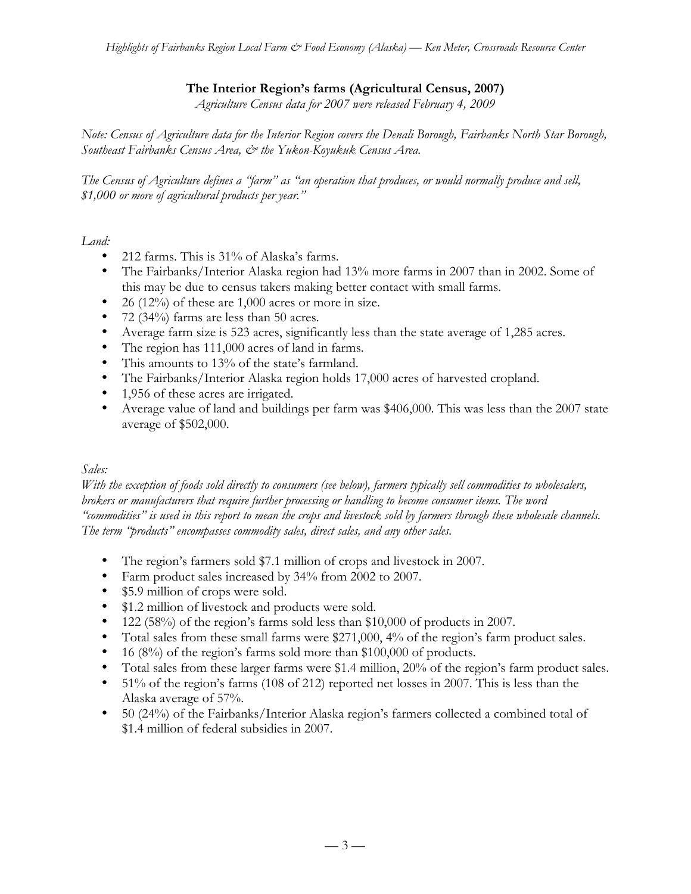## The Interior Region's farms (Agricultural Census, 2007)

*Agriculture Census data for 2007 were released February 4, 2009*

*Note: Census of Agriculture data for the Interior Region covers the Denali Borough, Fairbanks North Star Borough, Southeast Fairbanks Census Area, & the Yukon-Koyukuk Census Area.*

*The Census of Agriculture defines a "farm" as "an operation that produces, or would normally produce and sell, $1,000 or more of agricultural products per year."*

*Land:*

- 212 farms. This is 31% of Alaska's farms.
- The Fairbanks/Interior Alaska region had 13% more farms in 2007 than in 2002. Some of this may be due to census takers making better contact with small farms.
- 26 (12%) of these are 1,000 acres or more in size.
- 72 (34%) farms are less than 50 acres.
- Average farm size is 523 acres, significantly less than the state average of 1,285 acres.
- The region has 111,000 acres of land in farms.
- This amounts to 13% of the state's farmland.
- The Fairbanks/Interior Alaska region holds 17,000 acres of harvested cropland.
- 1,956 of these acres are irrigated.
- Average value of land and buildings per farm was $406,000. This was less than the 2007 state average of $502,000.

*Sales:*

*With the exception of foods sold directly to consumers (see below), farmers typically sell commodities to wholesalers, brokers or manufacturers that require further processing or handling to become consumer items. The word "commodities" is used in this report to mean the crops and livestock sold by farmers through these wholesale channels. The term "products" encompasses commodity sales, direct sales, and any other sales.*

- The region's farmers sold $7.1 million of crops and livestock in 2007.
- Farm product sales increased by 34% from 2002 to 2007.
- $5.9 million of crops were sold.
- $1.2 million of livestock and products were sold.
- 122 (58%) of the region's farms sold less than $10,000 of products in 2007.
- Total sales from these small farms were $271,000, 4% of the region's farm product sales.
- 16 (8%) of the region's farms sold more than $100,000 of products.
- Total sales from these larger farms were $1.4 million, 20% of the region's farm product sales.
- 51% of the region's farms (108 of 212) reported net losses in 2007. This is less than the Alaska average of 57%.
- 50 (24%) of the Fairbanks/Interior Alaska region's farmers collected a combined total of $1.4 million of federal subsidies in 2007.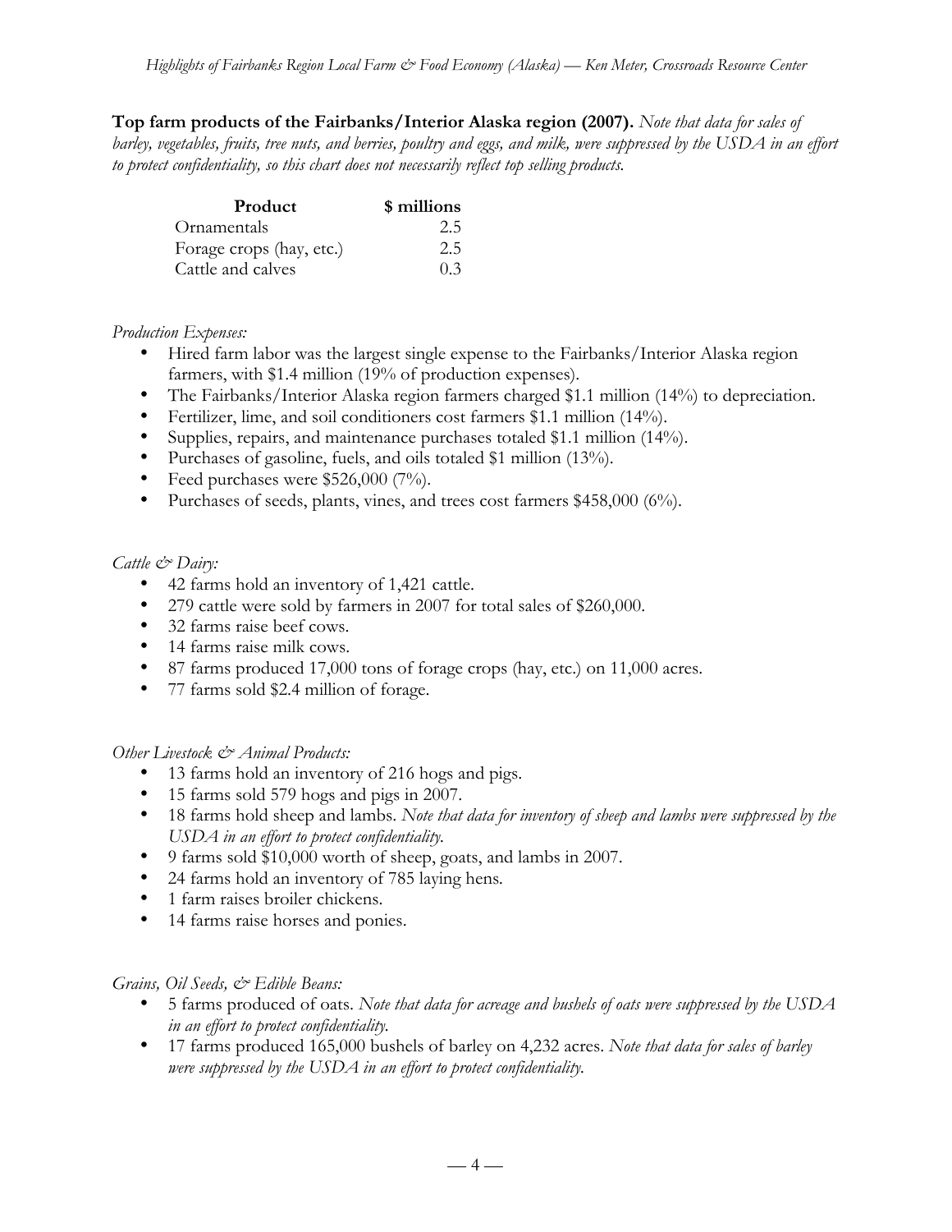**Top farm products of the Fairbanks/Interior Alaska region (2007).** *Note that data for sales of barley, vegetables, fruits, tree nuts, and berries, poultry and eggs, and milk, were suppressed by the USDA in an effort to protect confidentiality, so this chart does not necessarily reflect top selling products.*

| Product | $ millions |
|---|---|
| Ornamentals | 2.5 |
| Forage crops (hay, etc.) | 2.5 |
| Cattle and calves | 0.3 |

*Production Expenses:*

- Hired farm labor was the largest single expense to the Fairbanks/Interior Alaska region farmers, with $1.4 million (19% of production expenses).
- The Fairbanks/Interior Alaska region farmers charged $1.1 million (14%) to depreciation.
- Fertilizer, lime, and soil conditioners cost farmers $1.1 million (14%).
- Supplies, repairs, and maintenance purchases totaled $1.1 million (14%).
- Purchases of gasoline, fuels, and oils totaled $1 million (13%).
- Feed purchases were $526,000 (7%).
- Purchases of seeds, plants, vines, and trees cost farmers $458,000 (6%).

*Cattle & Dairy:*

- 42 farms hold an inventory of 1,421 cattle.
- 279 cattle were sold by farmers in 2007 for total sales of $260,000.
- 32 farms raise beef cows.
- 14 farms raise milk cows.
- 87 farms produced 17,000 tons of forage crops (hay, etc.) on 11,000 acres.
- 77 farms sold $2.4 million of forage.

*Other Livestock & Animal Products:*

- 13 farms hold an inventory of 216 hogs and pigs.
- 15 farms sold 579 hogs and pigs in 2007.
- 18 farms hold sheep and lambs. *Note that data for inventory of sheep and lambs were suppressed by the USDA in an effort to protect confidentiality.*
- 9 farms sold $10,000 worth of sheep, goats, and lambs in 2007.
- 24 farms hold an inventory of 785 laying hens.
- 1 farm raises broiler chickens.
- 14 farms raise horses and ponies.

*Grains, Oil Seeds, & Edible Beans:*

- 5 farms produced of oats. *Note that data for acreage and bushels of oats were suppressed by the USDA in an effort to protect confidentiality.*
- 17 farms produced 165,000 bushels of barley on 4,232 acres. *Note that data for sales of barley were suppressed by the USDA in an effort to protect confidentiality.*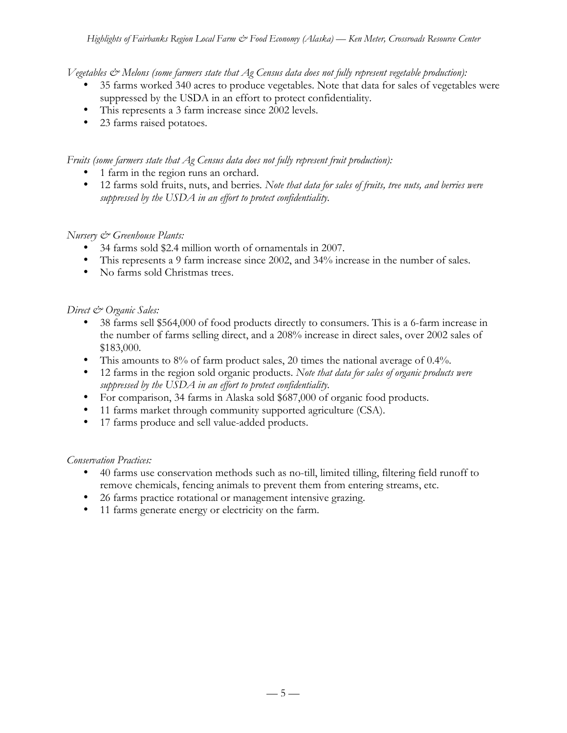*Vegetables & Melons (some farmers state that Ag Census data does not fully represent vegetable production):*

- 35 farms worked 340 acres to produce vegetables. Note that data for sales of vegetables were suppressed by the USDA in an effort to protect confidentiality.
- This represents a 3 farm increase since 2002 levels.
- 23 farms raised potatoes.

*Fruits (some farmers state that Ag Census data does not fully represent fruit production):*

- 1 farm in the region runs an orchard.
- 12 farms sold fruits, nuts, and berries. *Note that data for sales of fruits, tree nuts, and berries were suppressed by the USDA in an effort to protect confidentiality.*

*Nursery & Greenhouse Plants:*

- 34 farms sold $2.4 million worth of ornamentals in 2007.
- This represents a 9 farm increase since 2002, and 34% increase in the number of sales.
- No farms sold Christmas trees.

*Direct & Organic Sales:*

- 38 farms sell $564,000 of food products directly to consumers. This is a 6-farm increase in the number of farms selling direct, and a 208% increase in direct sales, over 2002 sales of $183,000.
- This amounts to 8% of farm product sales, 20 times the national average of 0.4%.
- 12 farms in the region sold organic products. *Note that data for sales of organic products were suppressed by the USDA in an effort to protect confidentiality.*
- For comparison, 34 farms in Alaska sold $687,000 of organic food products.
- 11 farms market through community supported agriculture (CSA).
- 17 farms produce and sell value-added products.

*Conservation Practices:*

- 40 farms use conservation methods such as no-till, limited tilling, filtering field runoff to remove chemicals, fencing animals to prevent them from entering streams, etc.
- 26 farms practice rotational or management intensive grazing.
- 11 farms generate energy or electricity on the farm.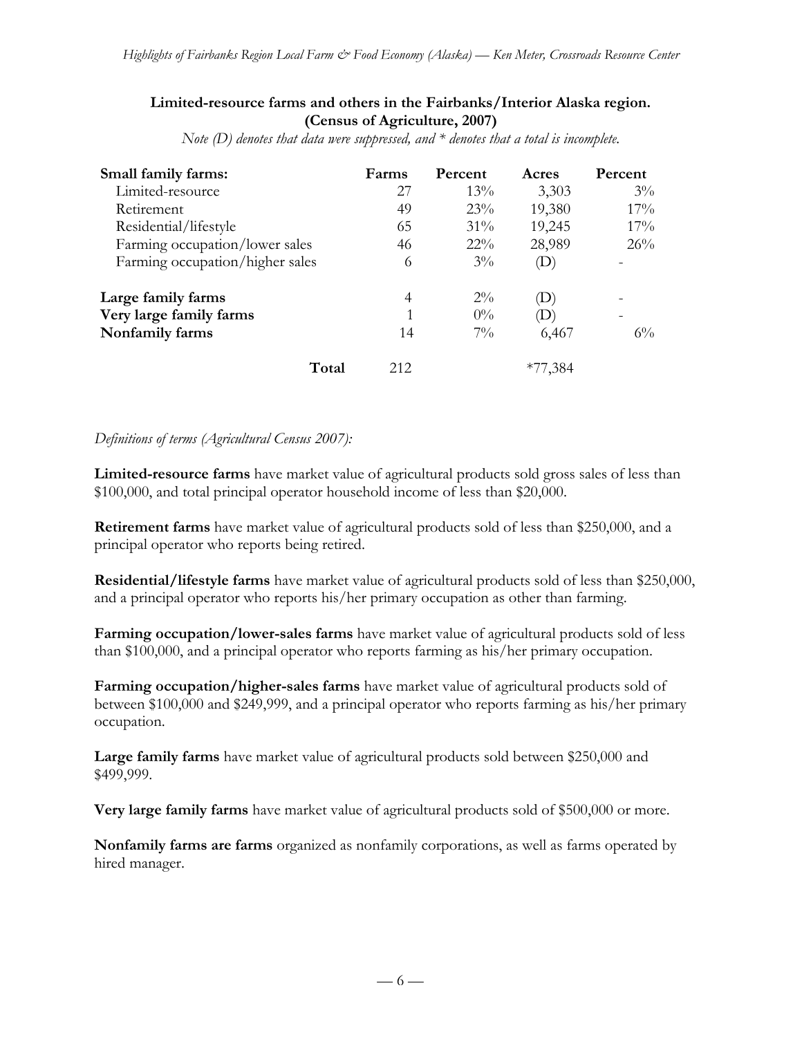**Limited-resource farms and others in the Fairbanks/Interior Alaska region. (Census of Agriculture, 2007)**

*Note (D) denotes that data were suppressed, and * denotes that a total is incomplete.*

| Small family farms: | Farms | Percent | Acres | Percent |
|---|---|---|---|---|
| Limited-resource | 27 | 13% | 3,303 | 3% |
| Retirement | 49 | 23% | 19,380 | 17% |
| Residential/lifestyle | 65 | 31% | 19,245 | 17% |
| Farming occupation/lower sales | 46 | 22% | 28,989 | 26% |
| Farming occupation/higher sales | 6 | 3% | (D) | - |
| **Large family farms** | 4 | 2% | (D) | - |
| **Very large family farms** | 1 | 0% | (D) | - |
| **Nonfamily farms** | 14 | 7% | 6,467 | 6% |
| **Total** | 212 | | *77,384 | |

*Definitions of terms (Agricultural Census 2007):*

**Limited-resource farms** have market value of agricultural products sold gross sales of less than $100,000, and total principal operator household income of less than $20,000.

**Retirement farms** have market value of agricultural products sold of less than $250,000, and a principal operator who reports being retired.

**Residential/lifestyle farms** have market value of agricultural products sold of less than $250,000, and a principal operator who reports his/her primary occupation as other than farming.

**Farming occupation/lower-sales farms** have market value of agricultural products sold of less than $100,000, and a principal operator who reports farming as his/her primary occupation.

**Farming occupation/higher-sales farms** have market value of agricultural products sold of between $100,000 and $249,999, and a principal operator who reports farming as his/her primary occupation.

**Large family farms** have market value of agricultural products sold between $250,000 and $499,999.

**Very large family farms** have market value of agricultural products sold of $500,000 or more.

**Nonfamily farms are farms** organized as nonfamily corporations, as well as farms operated by hired manager.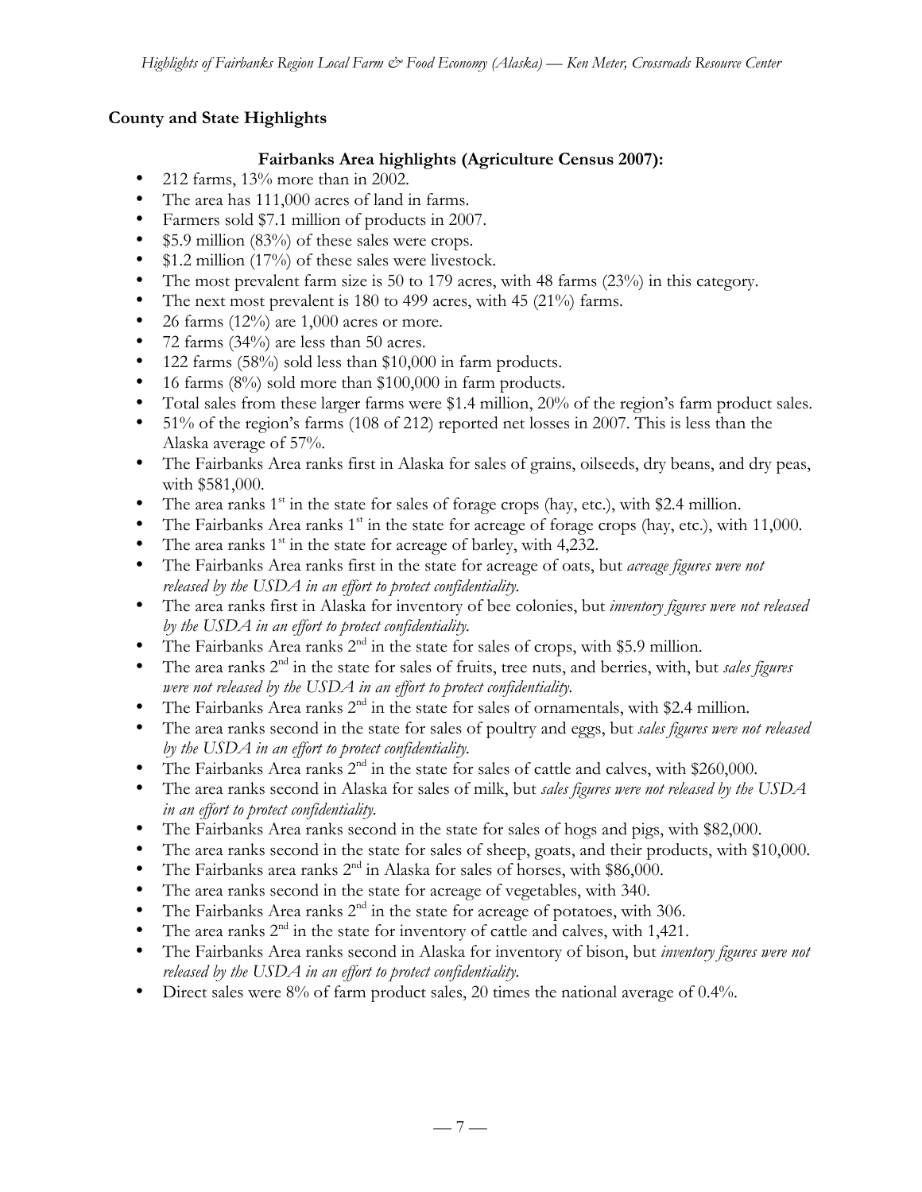## County and State Highlights

### Fairbanks Area highlights (Agriculture Census 2007):

- 212 farms, 13% more than in 2002.
- The area has 111,000 acres of land in farms.
- Farmers sold $7.1 million of products in 2007.
- $5.9 million (83%) of these sales were crops.
- $1.2 million (17%) of these sales were livestock.
- The most prevalent farm size is 50 to 179 acres, with 48 farms (23%) in this category.
- The next most prevalent is 180 to 499 acres, with 45 (21%) farms.
- 26 farms (12%) are 1,000 acres or more.
- 72 farms (34%) are less than 50 acres.
- 122 farms (58%) sold less than $10,000 in farm products.
- 16 farms (8%) sold more than $100,000 in farm products.
- Total sales from these larger farms were $1.4 million, 20% of the region's farm product sales.
- 51% of the region's farms (108 of 212) reported net losses in 2007. This is less than the Alaska average of 57%.
- The Fairbanks Area ranks first in Alaska for sales of grains, oilseeds, dry beans, and dry peas, with $581,000.
- The area ranks 1st in the state for sales of forage crops (hay, etc.), with $2.4 million.
- The Fairbanks Area ranks 1st in the state for acreage of forage crops (hay, etc.), with 11,000.
- The area ranks 1st in the state for acreage of barley, with 4,232.
- The Fairbanks Area ranks first in the state for acreage of oats, but *acreage figures were not released by the USDA in an effort to protect confidentiality.*
- The area ranks first in Alaska for inventory of bee colonies, but *inventory figures were not released by the USDA in an effort to protect confidentiality.*
- The Fairbanks Area ranks 2nd in the state for sales of crops, with $5.9 million.
- The area ranks 2nd in the state for sales of fruits, tree nuts, and berries, with, but *sales figures were not released by the USDA in an effort to protect confidentiality.*
- The Fairbanks Area ranks 2nd in the state for sales of ornamentals, with $2.4 million.
- The area ranks second in the state for sales of poultry and eggs, but *sales figures were not released by the USDA in an effort to protect confidentiality.*
- The Fairbanks Area ranks 2nd in the state for sales of cattle and calves, with $260,000.
- The area ranks second in Alaska for sales of milk, but *sales figures were not released by the USDA in an effort to protect confidentiality.*
- The Fairbanks Area ranks second in the state for sales of hogs and pigs, with $82,000.
- The area ranks second in the state for sales of sheep, goats, and their products, with $10,000.
- The Fairbanks area ranks 2nd in Alaska for sales of horses, with $86,000.
- The area ranks second in the state for acreage of vegetables, with 340.
- The Fairbanks Area ranks 2nd in the state for acreage of potatoes, with 306.
- The area ranks 2nd in the state for inventory of cattle and calves, with 1,421.
- The Fairbanks Area ranks second in Alaska for inventory of bison, but *inventory figures were not released by the USDA in an effort to protect confidentiality.*
- Direct sales were 8% of farm product sales, 20 times the national average of 0.4%.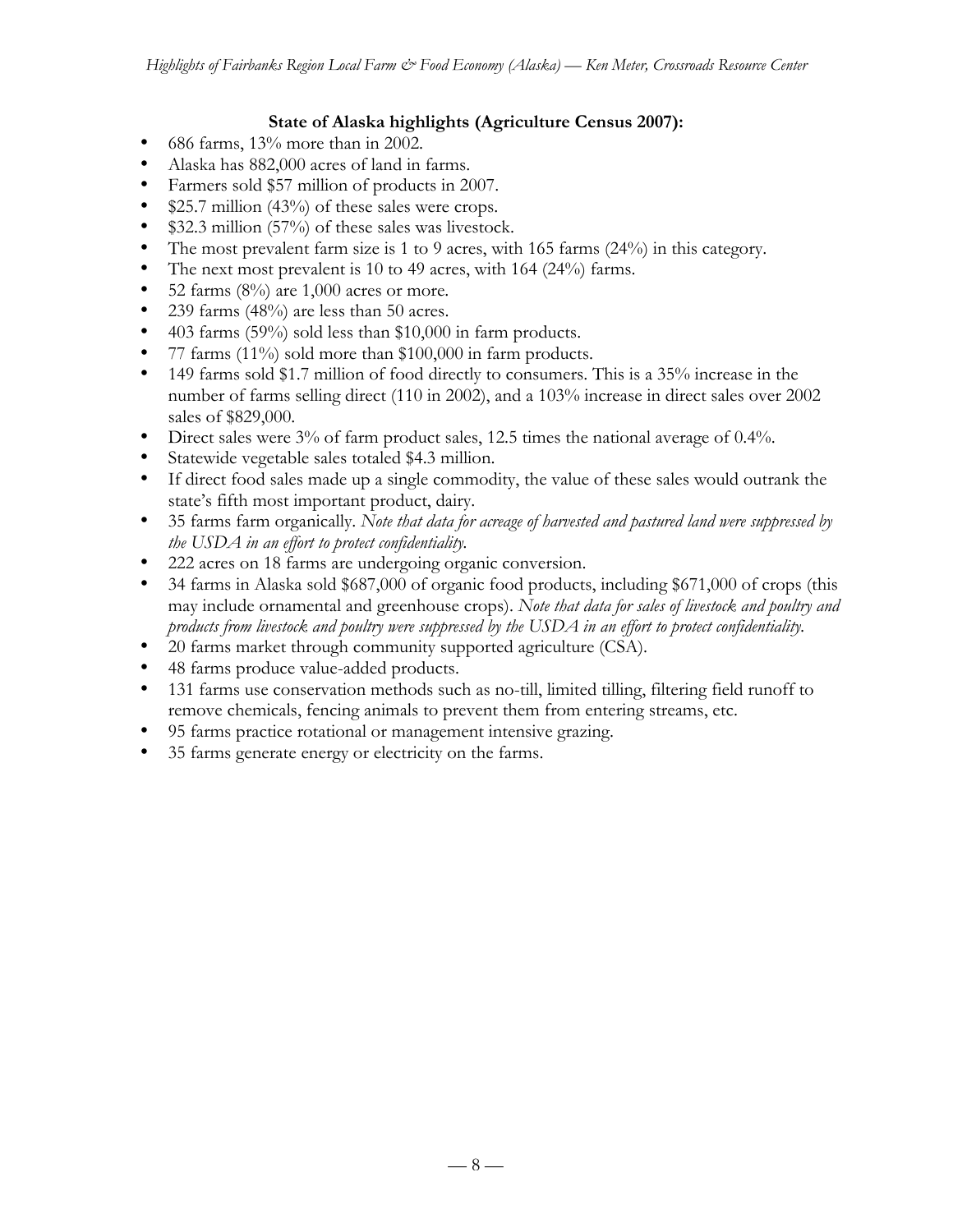**State of Alaska highlights (Agriculture Census 2007):**

- 686 farms, 13% more than in 2002.
- Alaska has 882,000 acres of land in farms.
- Farmers sold $57 million of products in 2007.
- $25.7 million (43%) of these sales were crops.
- $32.3 million (57%) of these sales was livestock.
- The most prevalent farm size is 1 to 9 acres, with 165 farms (24%) in this category.
- The next most prevalent is 10 to 49 acres, with 164 (24%) farms.
- 52 farms (8%) are 1,000 acres or more.
- 239 farms (48%) are less than 50 acres.
- 403 farms (59%) sold less than $10,000 in farm products.
- 77 farms (11%) sold more than $100,000 in farm products.
- 149 farms sold $1.7 million of food directly to consumers. This is a 35% increase in the number of farms selling direct (110 in 2002), and a 103% increase in direct sales over 2002 sales of $829,000.
- Direct sales were 3% of farm product sales, 12.5 times the national average of 0.4%.
- Statewide vegetable sales totaled $4.3 million.
- If direct food sales made up a single commodity, the value of these sales would outrank the state's fifth most important product, dairy.
- 35 farms farm organically. *Note that data for acreage of harvested and pastured land were suppressed by the USDA in an effort to protect confidentiality.*
- 222 acres on 18 farms are undergoing organic conversion.
- 34 farms in Alaska sold $687,000 of organic food products, including $671,000 of crops (this may include ornamental and greenhouse crops). *Note that data for sales of livestock and poultry and products from livestock and poultry were suppressed by the USDA in an effort to protect confidentiality.*
- 20 farms market through community supported agriculture (CSA).
- 48 farms produce value-added products.
- 131 farms use conservation methods such as no-till, limited tilling, filtering field runoff to remove chemicals, fencing animals to prevent them from entering streams, etc.
- 95 farms practice rotational or management intensive grazing.
- 35 farms generate energy or electricity on the farms.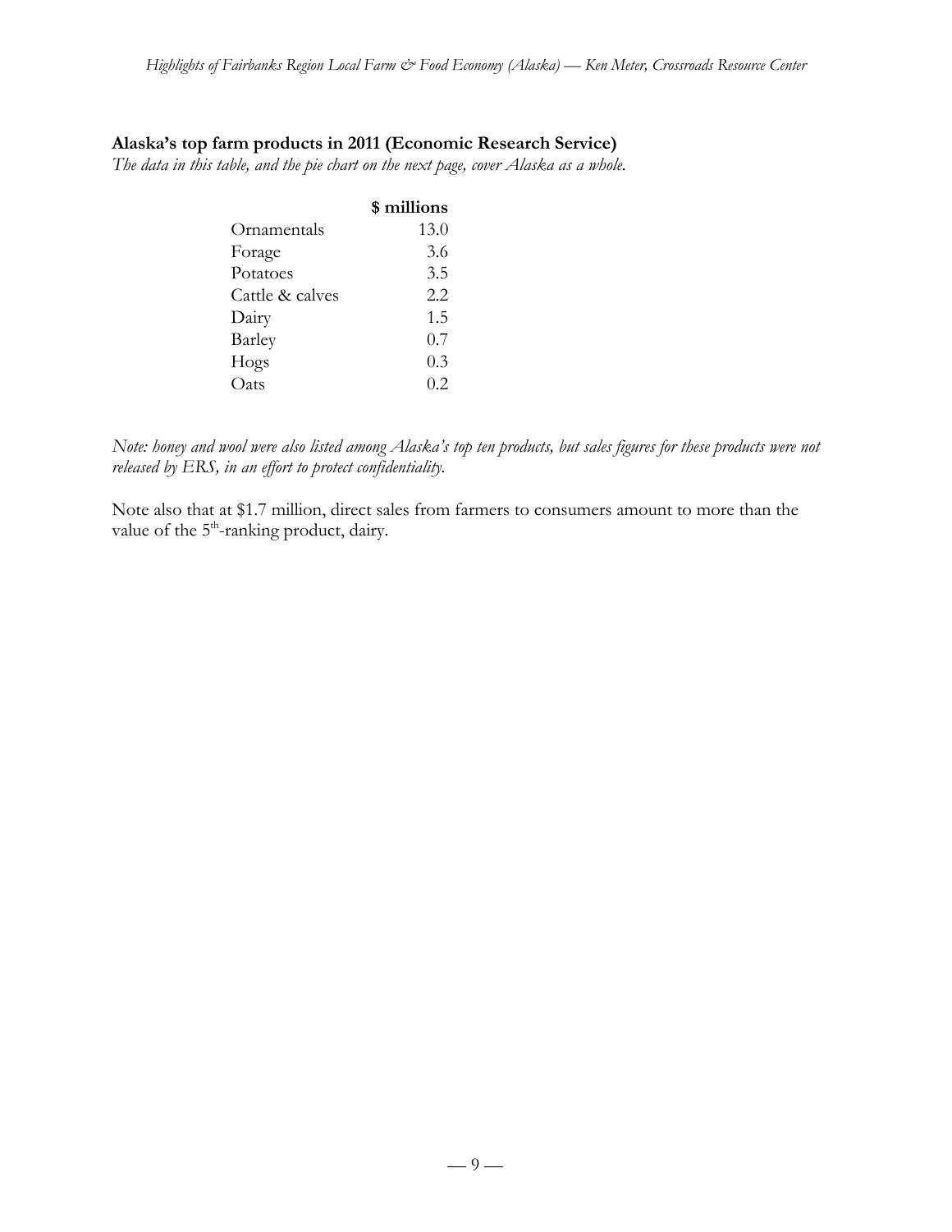**Alaska's top farm products in 2011 (Economic Research Service)**

*The data in this table, and the pie chart on the next page, cover Alaska as a whole.*

| | $ millions |
|---|---|
| Ornamentals | 13.0 |
| Forage | 3.6 |
| Potatoes | 3.5 |
| Cattle & calves | 2.2 |
| Dairy | 1.5 |
| Barley | 0.7 |
| Hogs | 0.3 |
| Oats | 0.2 |

*Note: honey and wool were also listed among Alaska's top ten products, but sales figures for these products were not released by ERS, in an effort to protect confidentiality.*

Note also that at $1.7 million, direct sales from farmers to consumers amount to more than the value of the 5th-ranking product, dairy.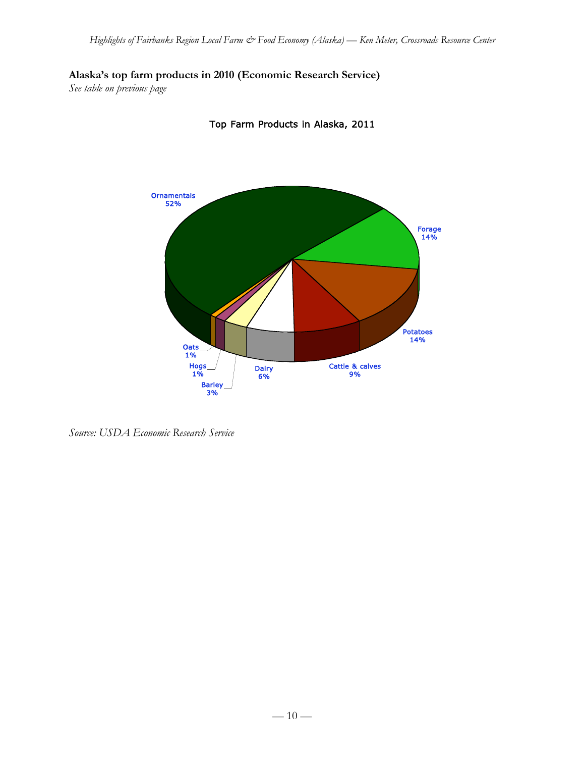**Alaska's top farm products in 2010 (Economic Research Service)**

*See table on previous page*

Top Farm Products in Alaska, 2011

| Product | Share |
|---|---|
| Ornamentals | 52% |
| Forage | 14% |
| Potatoes | 14% |
| Cattle & calves | 9% |
| Dairy | 6% |
| Barley | 3% |
| Hogs | 1% |
| Oats | 1% |

*Source: USDA Economic Research Service*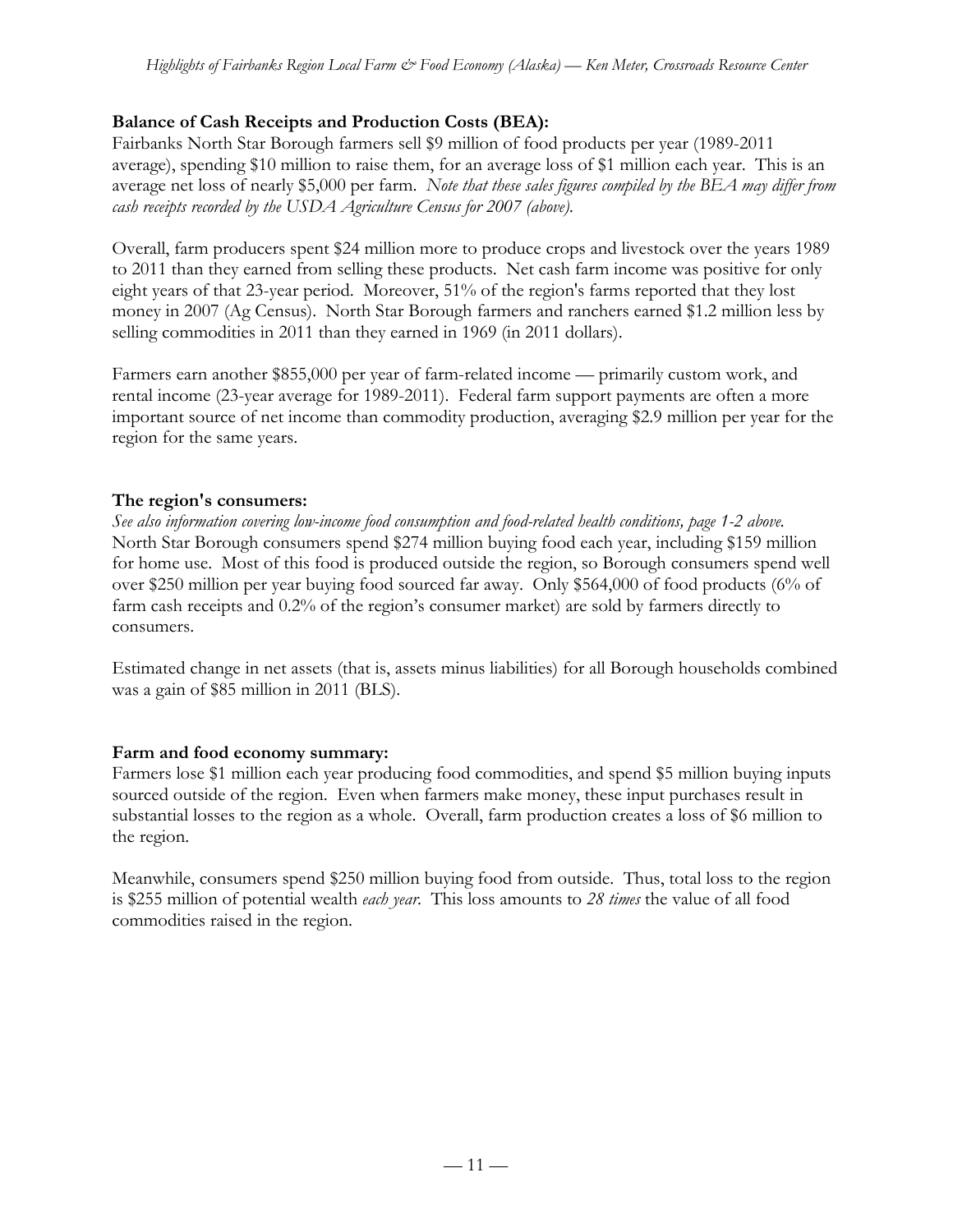**Balance of Cash Receipts and Production Costs (BEA):**

Fairbanks North Star Borough farmers sell $9 million of food products per year (1989-2011 average), spending $10 million to raise them, for an average loss of $1 million each year. This is an average net loss of nearly $5,000 per farm. *Note that these sales figures compiled by the BEA may differ from cash receipts recorded by the USDA Agriculture Census for 2007 (above).*

Overall, farm producers spent $24 million more to produce crops and livestock over the years 1989 to 2011 than they earned from selling these products. Net cash farm income was positive for only eight years of that 23-year period. Moreover, 51% of the region's farms reported that they lost money in 2007 (Ag Census). North Star Borough farmers and ranchers earned $1.2 million less by selling commodities in 2011 than they earned in 1969 (in 2011 dollars).

Farmers earn another $855,000 per year of farm-related income — primarily custom work, and rental income (23-year average for 1989-2011). Federal farm support payments are often a more important source of net income than commodity production, averaging $2.9 million per year for the region for the same years.

**The region's consumers:**

*See also information covering low-income food consumption and food-related health conditions, page 1-2 above.*
North Star Borough consumers spend $274 million buying food each year, including $159 million for home use. Most of this food is produced outside the region, so Borough consumers spend well over $250 million per year buying food sourced far away. Only $564,000 of food products (6% of farm cash receipts and 0.2% of the region's consumer market) are sold by farmers directly to consumers.

Estimated change in net assets (that is, assets minus liabilities) for all Borough households combined was a gain of $85 million in 2011 (BLS).

**Farm and food economy summary:**

Farmers lose $1 million each year producing food commodities, and spend $5 million buying inputs sourced outside of the region. Even when farmers make money, these input purchases result in substantial losses to the region as a whole. Overall, farm production creates a loss of $6 million to the region.

Meanwhile, consumers spend $250 million buying food from outside. Thus, total loss to the region is $255 million of potential wealth *each year*. This loss amounts to *28 times* the value of all food commodities raised in the region.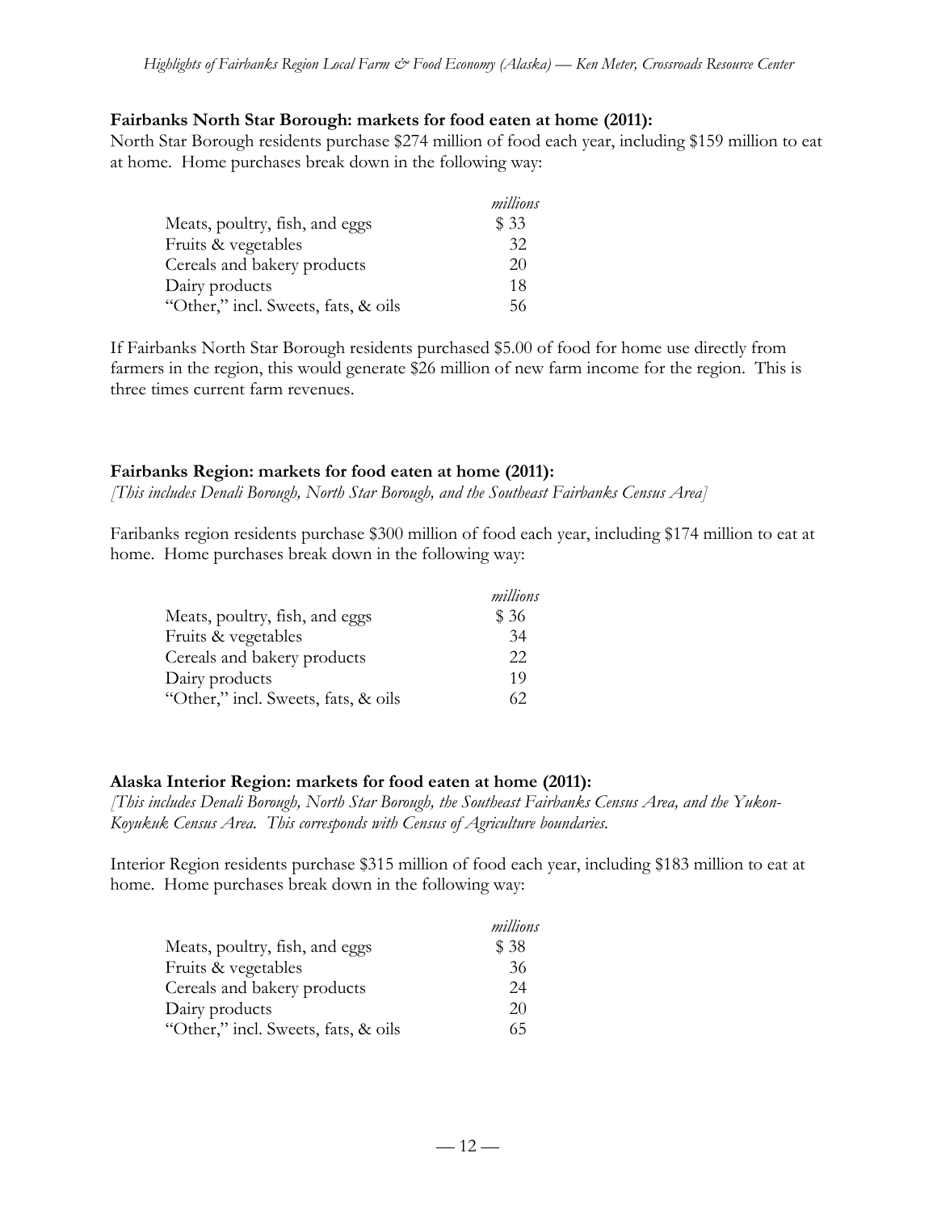**Fairbanks North Star Borough: markets for food eaten at home (2011):**
North Star Borough residents purchase $274 million of food each year, including $159 million to eat at home. Home purchases break down in the following way:

| | *millions* |
|---|---|
| Meats, poultry, fish, and eggs | $ 33 |
| Fruits & vegetables | 32 |
| Cereals and bakery products | 20 |
| Dairy products | 18 |
| "Other," incl. Sweets, fats, & oils | 56 |

If Fairbanks North Star Borough residents purchased $5.00 of food for home use directly from farmers in the region, this would generate $26 million of new farm income for the region. This is three times current farm revenues.

**Fairbanks Region: markets for food eaten at home (2011):**
*[This includes Denali Borough, North Star Borough, and the Southeast Fairbanks Census Area]*

Faribanks region residents purchase $300 million of food each year, including $174 million to eat at home. Home purchases break down in the following way:

| | *millions* |
|---|---|
| Meats, poultry, fish, and eggs | $ 36 |
| Fruits & vegetables | 34 |
| Cereals and bakery products | 22 |
| Dairy products | 19 |
| "Other," incl. Sweets, fats, & oils | 62 |

**Alaska Interior Region: markets for food eaten at home (2011):**
*[This includes Denali Borough, North Star Borough, the Southeast Fairbanks Census Area, and the Yukon-Koyukuk Census Area. This corresponds with Census of Agriculture boundaries.*

Interior Region residents purchase $315 million of food each year, including $183 million to eat at home. Home purchases break down in the following way:

| | *millions* |
|---|---|
| Meats, poultry, fish, and eggs | $ 38 |
| Fruits & vegetables | 36 |
| Cereals and bakery products | 24 |
| Dairy products | 20 |
| "Other," incl. Sweets, fats, & oils | 65 |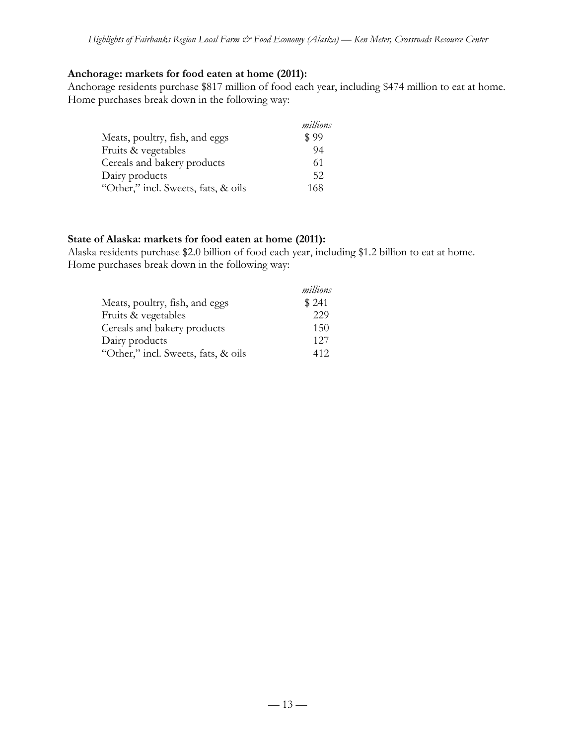**Anchorage: markets for food eaten at home (2011):**
Anchorage residents purchase $817 million of food each year, including $474 million to eat at home. Home purchases break down in the following way:

| | *millions* |
|---|---|
| Meats, poultry, fish, and eggs | $ 99 |
| Fruits & vegetables | 94 |
| Cereals and bakery products | 61 |
| Dairy products | 52 |
| "Other," incl. Sweets, fats, & oils | 168 |

**State of Alaska: markets for food eaten at home (2011):**
Alaska residents purchase $2.0 billion of food each year, including $1.2 billion to eat at home. Home purchases break down in the following way:

| | *millions* |
|---|---|
| Meats, poultry, fish, and eggs | $ 241 |
| Fruits & vegetables | 229 |
| Cereals and bakery products | 150 |
| Dairy products | 127 |
| "Other," incl. Sweets, fats, & oils | 412 |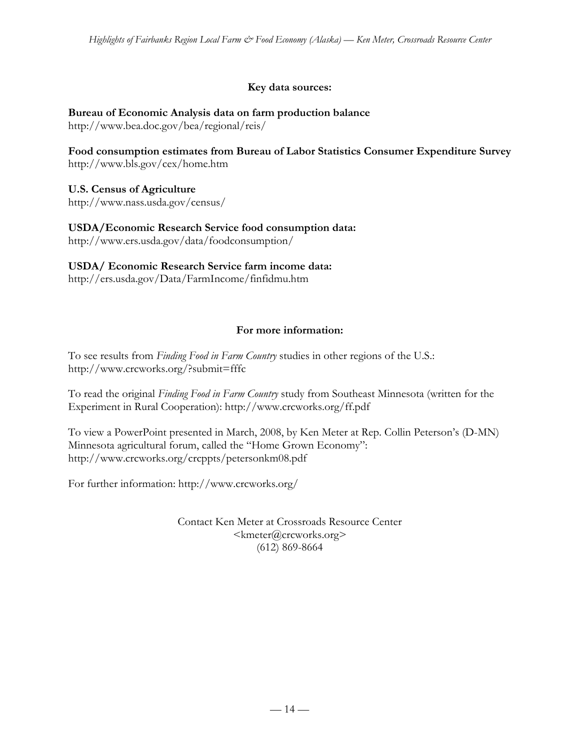## Key data sources:

**Bureau of Economic Analysis data on farm production balance**
http://www.bea.doc.gov/bea/regional/reis/

**Food consumption estimates from Bureau of Labor Statistics Consumer Expenditure Survey**
http://www.bls.gov/cex/home.htm

**U.S. Census of Agriculture**
http://www.nass.usda.gov/census/

**USDA/Economic Research Service food consumption data:**
http://www.ers.usda.gov/data/foodconsumption/

**USDA/ Economic Research Service farm income data:**
http://ers.usda.gov/Data/FarmIncome/finfidmu.htm

## For more information:

To see results from *Finding Food in Farm Country* studies in other regions of the U.S.:
http://www.crcworks.org/?submit=fffc

To read the original *Finding Food in Farm Country* study from Southeast Minnesota (written for the Experiment in Rural Cooperation): http://www.crcworks.org/ff.pdf

To view a PowerPoint presented in March, 2008, by Ken Meter at Rep. Collin Peterson's (D-MN) Minnesota agricultural forum, called the "Home Grown Economy":
http://www.crcworks.org/crcppts/petersonkm08.pdf

For further information: http://www.crcworks.org/

Contact Ken Meter at Crossroads Resource Center
<kmeter@crcworks.org>
(612) 869-8664